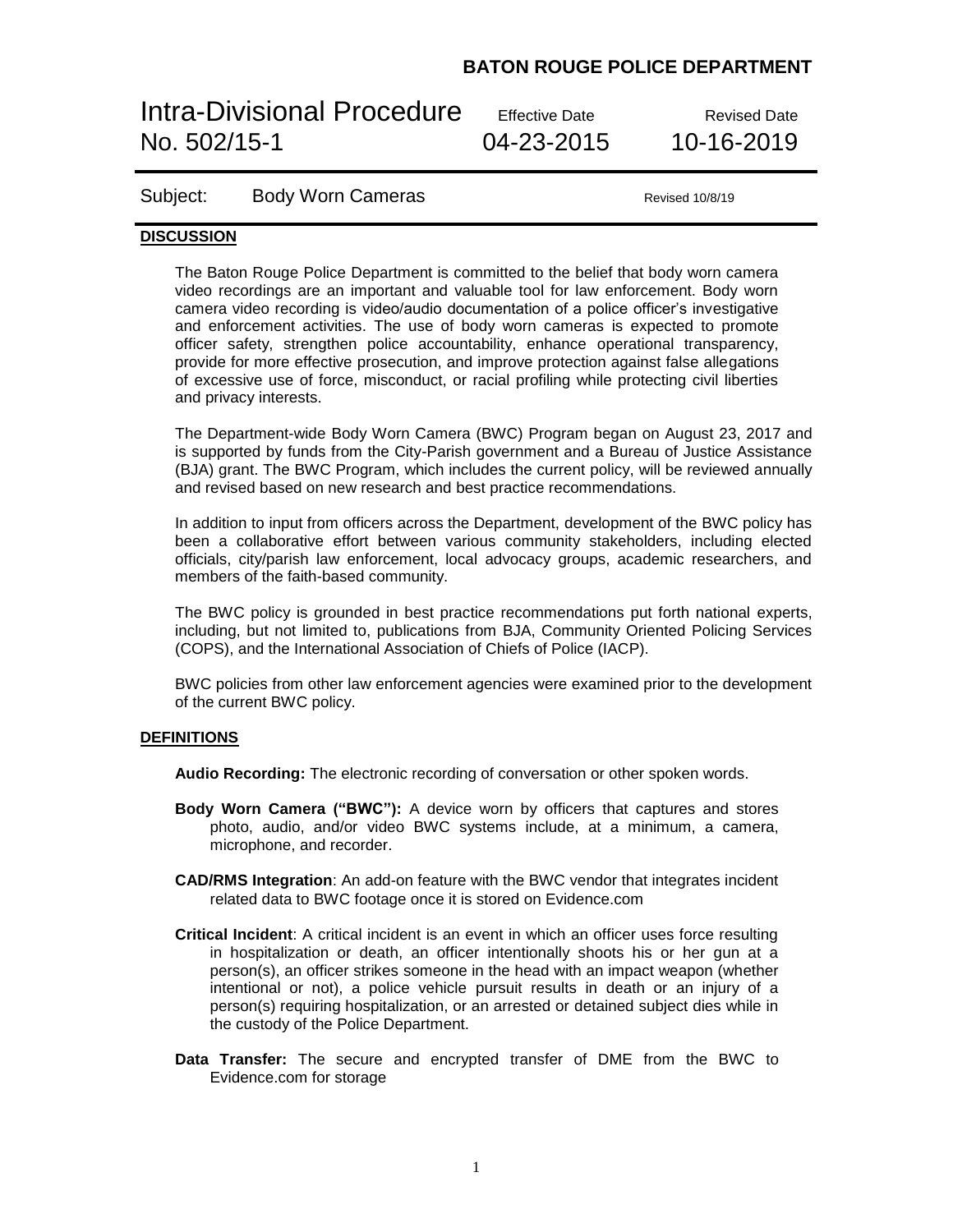**BATON ROUGE POLICE DEPARTMENT**

# Intra-Divisional Procedure No. 502/15-1

| Effective Date | Revised Date |
|---|---|
| 04-23-2015 | 10-16-2019 |

Subject: **Body Worn Cameras** — Revised 10/8/19

## DISCUSSION

The Baton Rouge Police Department is committed to the belief that body worn camera video recordings are an important and valuable tool for law enforcement. Body worn camera video recording is video/audio documentation of a police officer's investigative and enforcement activities. The use of body worn cameras is expected to promote officer safety, strengthen police accountability, enhance operational transparency, provide for more effective prosecution, and improve protection against false allegations of excessive use of force, misconduct, or racial profiling while protecting civil liberties and privacy interests.

The Department-wide Body Worn Camera (BWC) Program began on August 23, 2017 and is supported by funds from the City-Parish government and a Bureau of Justice Assistance (BJA) grant. The BWC Program, which includes the current policy, will be reviewed annually and revised based on new research and best practice recommendations.

In addition to input from officers across the Department, development of the BWC policy has been a collaborative effort between various community stakeholders, including elected officials, city/parish law enforcement, local advocacy groups, academic researchers, and members of the faith-based community.

The BWC policy is grounded in best practice recommendations put forth national experts, including, but not limited to, publications from BJA, Community Oriented Policing Services (COPS), and the International Association of Chiefs of Police (IACP).

BWC policies from other law enforcement agencies were examined prior to the development of the current BWC policy.

## DEFINITIONS

**Audio Recording:** The electronic recording of conversation or other spoken words.

**Body Worn Camera ("BWC"):** A device worn by officers that captures and stores photo, audio, and/or video BWC systems include, at a minimum, a camera, microphone, and recorder.

**CAD/RMS Integration**: An add-on feature with the BWC vendor that integrates incident related data to BWC footage once it is stored on Evidence.com

**Critical Incident**: A critical incident is an event in which an officer uses force resulting in hospitalization or death, an officer intentionally shoots his or her gun at a person(s), an officer strikes someone in the head with an impact weapon (whether intentional or not), a police vehicle pursuit results in death or an injury of a person(s) requiring hospitalization, or an arrested or detained subject dies while in the custody of the Police Department.

**Data Transfer:** The secure and encrypted transfer of DME from the BWC to Evidence.com for storage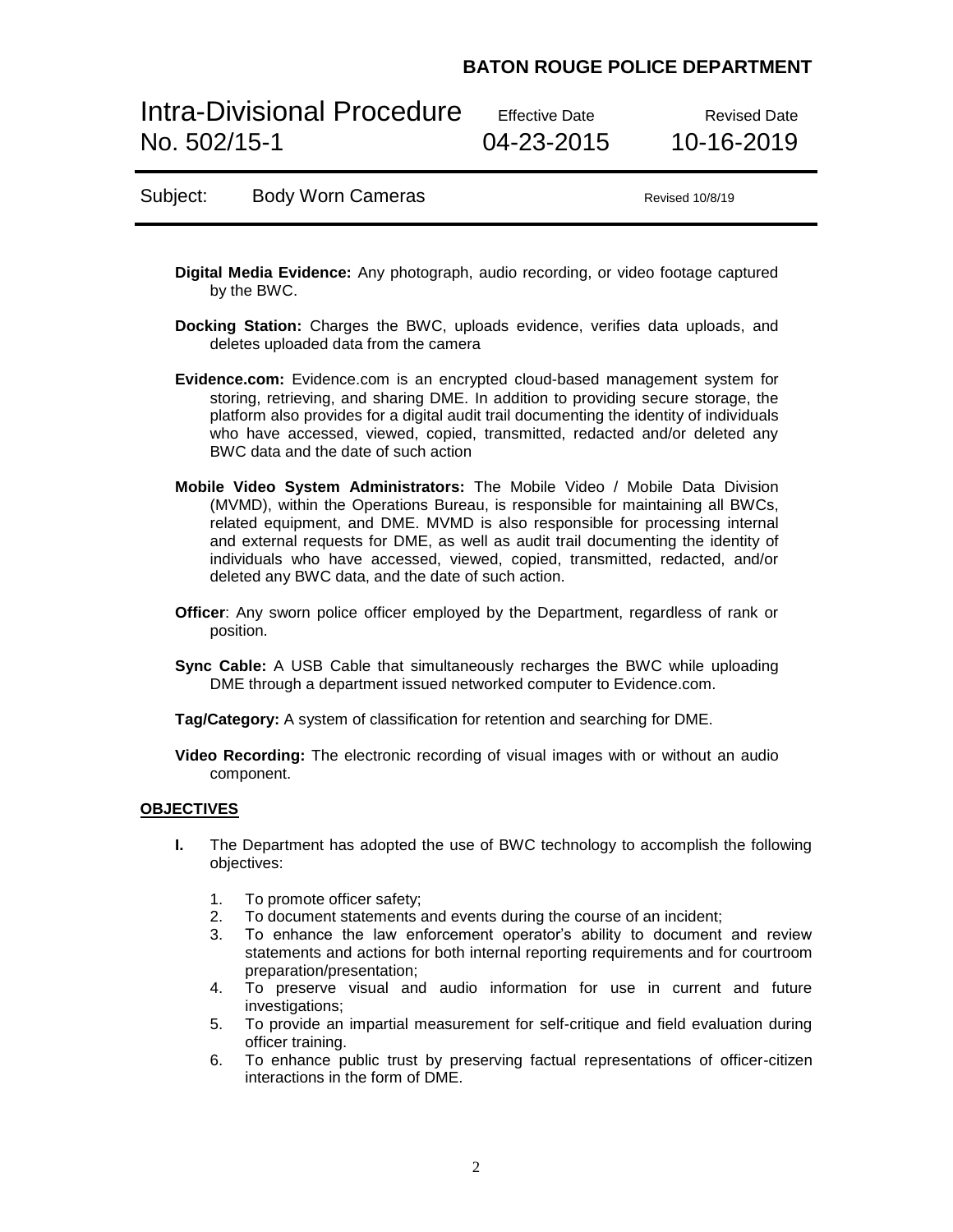**Digital Media Evidence:** Any photograph, audio recording, or video footage captured by the BWC.

**Docking Station:** Charges the BWC, uploads evidence, verifies data uploads, and deletes uploaded data from the camera

**Evidence.com:** Evidence.com is an encrypted cloud-based management system for storing, retrieving, and sharing DME. In addition to providing secure storage, the platform also provides for a digital audit trail documenting the identity of individuals who have accessed, viewed, copied, transmitted, redacted and/or deleted any BWC data and the date of such action

**Mobile Video System Administrators:** The Mobile Video / Mobile Data Division (MVMD), within the Operations Bureau, is responsible for maintaining all BWCs, related equipment, and DME. MVMD is also responsible for processing internal and external requests for DME, as well as audit trail documenting the identity of individuals who have accessed, viewed, copied, transmitted, redacted, and/or deleted any BWC data, and the date of such action.

**Officer**: Any sworn police officer employed by the Department, regardless of rank or position.

**Sync Cable:** A USB Cable that simultaneously recharges the BWC while uploading DME through a department issued networked computer to Evidence.com.

**Tag/Category:** A system of classification for retention and searching for DME.

**Video Recording:** The electronic recording of visual images with or without an audio component.

## OBJECTIVES

**I.** The Department has adopted the use of BWC technology to accomplish the following objectives:

1. To promote officer safety;
2. To document statements and events during the course of an incident;
3. To enhance the law enforcement operator's ability to document and review statements and actions for both internal reporting requirements and for courtroom preparation/presentation;
4. To preserve visual and audio information for use in current and future investigations;
5. To provide an impartial measurement for self-critique and field evaluation during officer training.
6. To enhance public trust by preserving factual representations of officer-citizen interactions in the form of DME.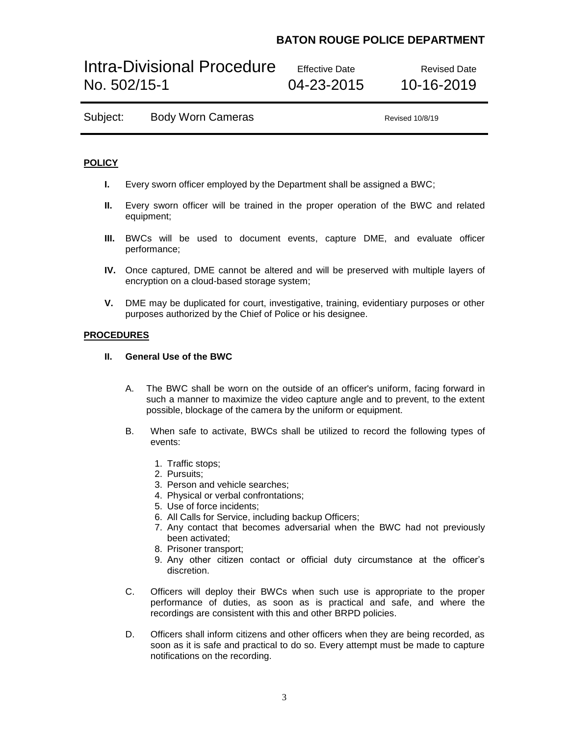**BATON ROUGE POLICE DEPARTMENT**

| Intra-Divisional Procedure No. 502/15-1 | Effective Date 04-23-2015 | Revised Date 10-16-2019 |
|---|---|---|

Subject: Body Worn Cameras — Revised 10/8/19

## POLICY

**I.** Every sworn officer employed by the Department shall be assigned a BWC;

**II.** Every sworn officer will be trained in the proper operation of the BWC and related equipment;

**III.** BWCs will be used to document events, capture DME, and evaluate officer performance;

**IV.** Once captured, DME cannot be altered and will be preserved with multiple layers of encryption on a cloud-based storage system;

**V.** DME may be duplicated for court, investigative, training, evidentiary purposes or other purposes authorized by the Chief of Police or his designee.

## PROCEDURES

### II. General Use of the BWC

A. The BWC shall be worn on the outside of an officer's uniform, facing forward in such a manner to maximize the video capture angle and to prevent, to the extent possible, blockage of the camera by the uniform or equipment.

B. When safe to activate, BWCs shall be utilized to record the following types of events:

1. Traffic stops;
2. Pursuits;
3. Person and vehicle searches;
4. Physical or verbal confrontations;
5. Use of force incidents;
6. All Calls for Service, including backup Officers;
7. Any contact that becomes adversarial when the BWC had not previously been activated;
8. Prisoner transport;
9. Any other citizen contact or official duty circumstance at the officer's discretion.

C. Officers will deploy their BWCs when such use is appropriate to the proper performance of duties, as soon as is practical and safe, and where the recordings are consistent with this and other BRPD policies.

D. Officers shall inform citizens and other officers when they are being recorded, as soon as it is safe and practical to do so. Every attempt must be made to capture notifications on the recording.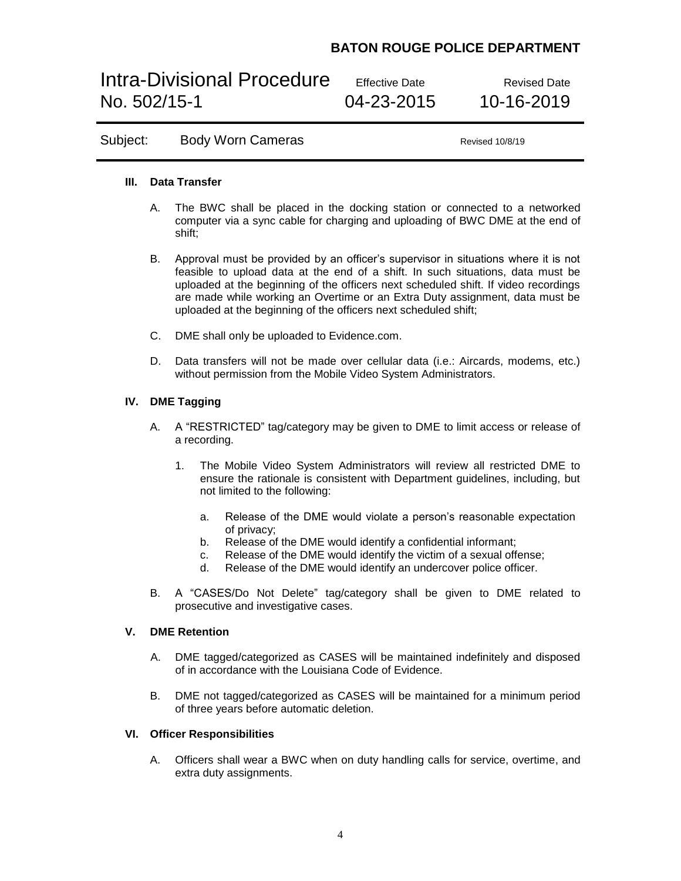### III. Data Transfer

A. The BWC shall be placed in the docking station or connected to a networked computer via a sync cable for charging and uploading of BWC DME at the end of shift;

B. Approval must be provided by an officer's supervisor in situations where it is not feasible to upload data at the end of a shift. In such situations, data must be uploaded at the beginning of the officers next scheduled shift. If video recordings are made while working an Overtime or an Extra Duty assignment, data must be uploaded at the beginning of the officers next scheduled shift;

C. DME shall only be uploaded to Evidence.com.

D. Data transfers will not be made over cellular data (i.e.: Aircards, modems, etc.) without permission from the Mobile Video System Administrators.

### IV. DME Tagging

A. A "RESTRICTED" tag/category may be given to DME to limit access or release of a recording.

1. The Mobile Video System Administrators will review all restricted DME to ensure the rationale is consistent with Department guidelines, including, but not limited to the following:

   a. Release of the DME would violate a person's reasonable expectation of privacy;
   b. Release of the DME would identify a confidential informant;
   c. Release of the DME would identify the victim of a sexual offense;
   d. Release of the DME would identify an undercover police officer.

B. A "CASES/Do Not Delete" tag/category shall be given to DME related to prosecutive and investigative cases.

### V. DME Retention

A. DME tagged/categorized as CASES will be maintained indefinitely and disposed of in accordance with the Louisiana Code of Evidence.

B. DME not tagged/categorized as CASES will be maintained for a minimum period of three years before automatic deletion.

### VI. Officer Responsibilities

A. Officers shall wear a BWC when on duty handling calls for service, overtime, and extra duty assignments.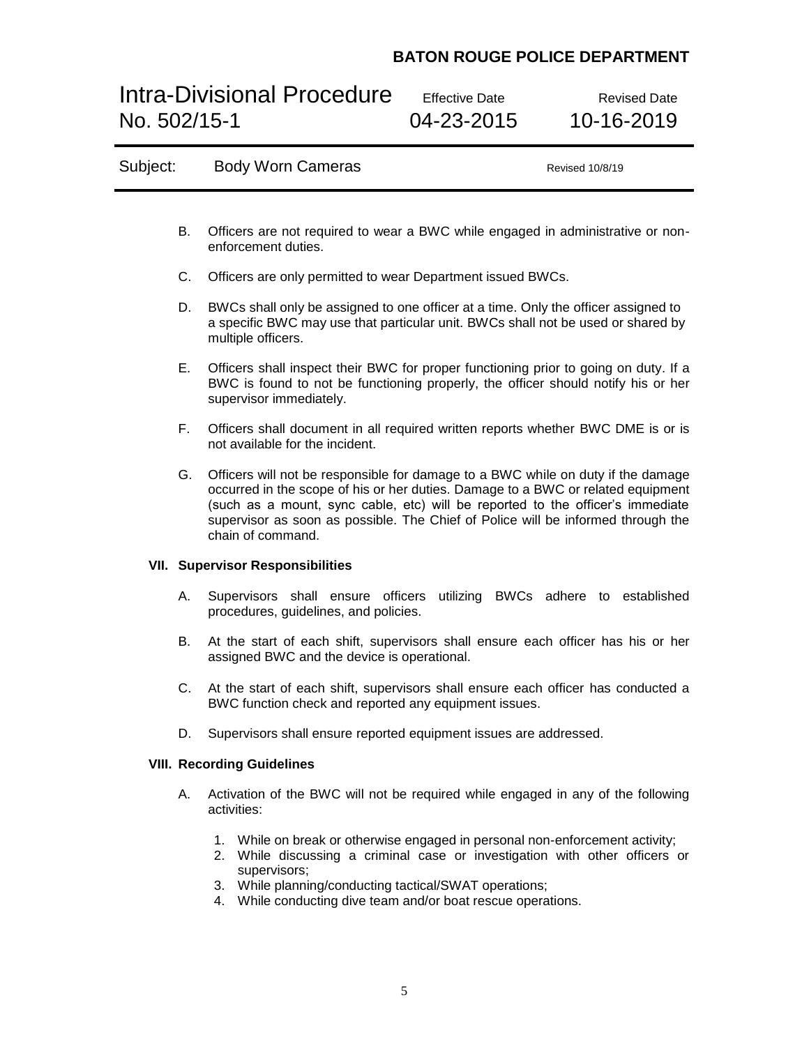B. Officers are not required to wear a BWC while engaged in administrative or non-enforcement duties.

C. Officers are only permitted to wear Department issued BWCs.

D. BWCs shall only be assigned to one officer at a time. Only the officer assigned to a specific BWC may use that particular unit. BWCs shall not be used or shared by multiple officers.

E. Officers shall inspect their BWC for proper functioning prior to going on duty. If a BWC is found to not be functioning properly, the officer should notify his or her supervisor immediately.

F. Officers shall document in all required written reports whether BWC DME is or is not available for the incident.

G. Officers will not be responsible for damage to a BWC while on duty if the damage occurred in the scope of his or her duties. Damage to a BWC or related equipment (such as a mount, sync cable, etc) will be reported to the officer's immediate supervisor as soon as possible. The Chief of Police will be informed through the chain of command.

## VII. Supervisor Responsibilities

A. Supervisors shall ensure officers utilizing BWCs adhere to established procedures, guidelines, and policies.

B. At the start of each shift, supervisors shall ensure each officer has his or her assigned BWC and the device is operational.

C. At the start of each shift, supervisors shall ensure each officer has conducted a BWC function check and reported any equipment issues.

D. Supervisors shall ensure reported equipment issues are addressed.

## VIII. Recording Guidelines

A. Activation of the BWC will not be required while engaged in any of the following activities:

1. While on break or otherwise engaged in personal non-enforcement activity;
2. While discussing a criminal case or investigation with other officers or supervisors;
3. While planning/conducting tactical/SWAT operations;
4. While conducting dive team and/or boat rescue operations.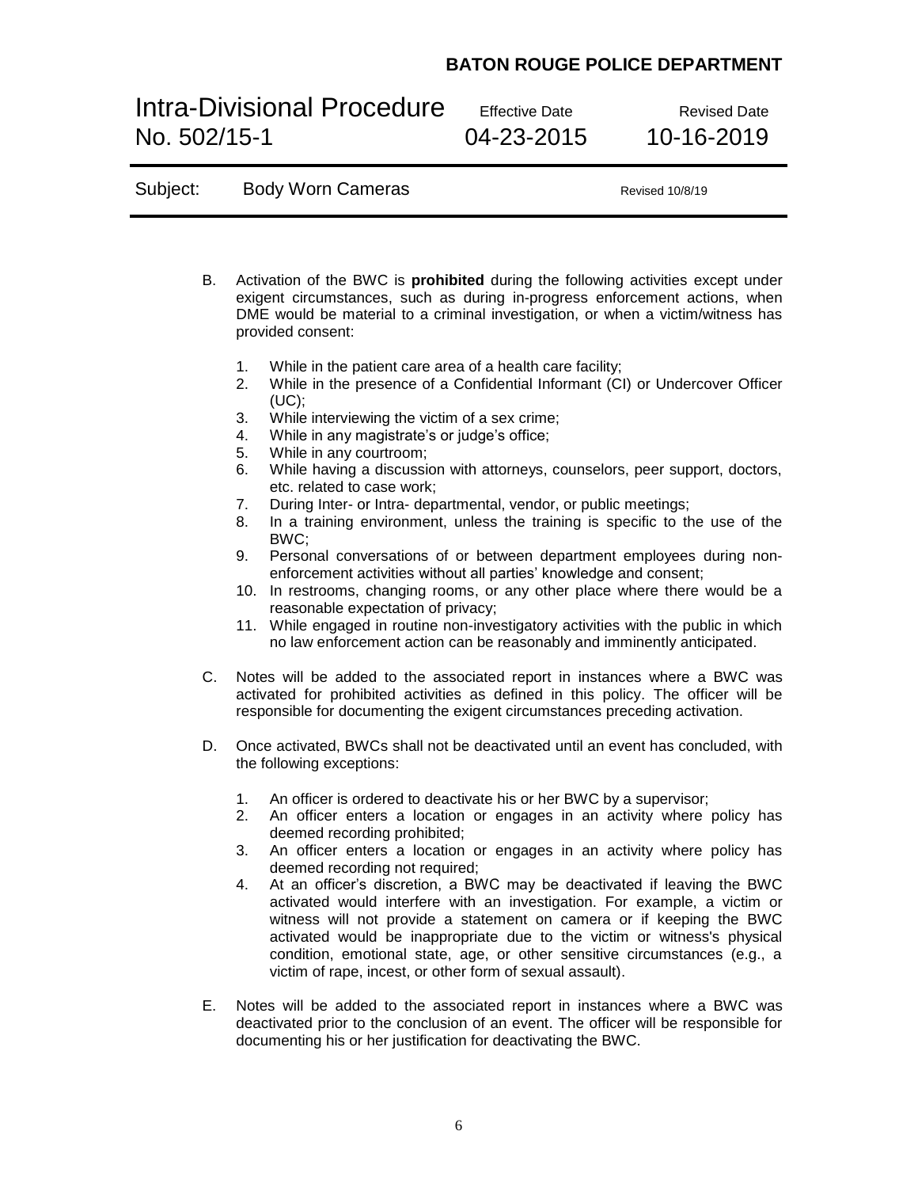B. Activation of the BWC is **prohibited** during the following activities except under exigent circumstances, such as during in-progress enforcement actions, when DME would be material to a criminal investigation, or when a victim/witness has provided consent:

   1. While in the patient care area of a health care facility;
   2. While in the presence of a Confidential Informant (CI) or Undercover Officer (UC);
   3. While interviewing the victim of a sex crime;
   4. While in any magistrate's or judge's office;
   5. While in any courtroom;
   6. While having a discussion with attorneys, counselors, peer support, doctors, etc. related to case work;
   7. During Inter- or Intra- departmental, vendor, or public meetings;
   8. In a training environment, unless the training is specific to the use of the BWC;
   9. Personal conversations of or between department employees during non-enforcement activities without all parties' knowledge and consent;
   10. In restrooms, changing rooms, or any other place where there would be a reasonable expectation of privacy;
   11. While engaged in routine non-investigatory activities with the public in which no law enforcement action can be reasonably and imminently anticipated.

C. Notes will be added to the associated report in instances where a BWC was activated for prohibited activities as defined in this policy. The officer will be responsible for documenting the exigent circumstances preceding activation.

D. Once activated, BWCs shall not be deactivated until an event has concluded, with the following exceptions:

   1. An officer is ordered to deactivate his or her BWC by a supervisor;
   2. An officer enters a location or engages in an activity where policy has deemed recording prohibited;
   3. An officer enters a location or engages in an activity where policy has deemed recording not required;
   4. At an officer's discretion, a BWC may be deactivated if leaving the BWC activated would interfere with an investigation. For example, a victim or witness will not provide a statement on camera or if keeping the BWC activated would be inappropriate due to the victim or witness's physical condition, emotional state, age, or other sensitive circumstances (e.g., a victim of rape, incest, or other form of sexual assault).

E. Notes will be added to the associated report in instances where a BWC was deactivated prior to the conclusion of an event. The officer will be responsible for documenting his or her justification for deactivating the BWC.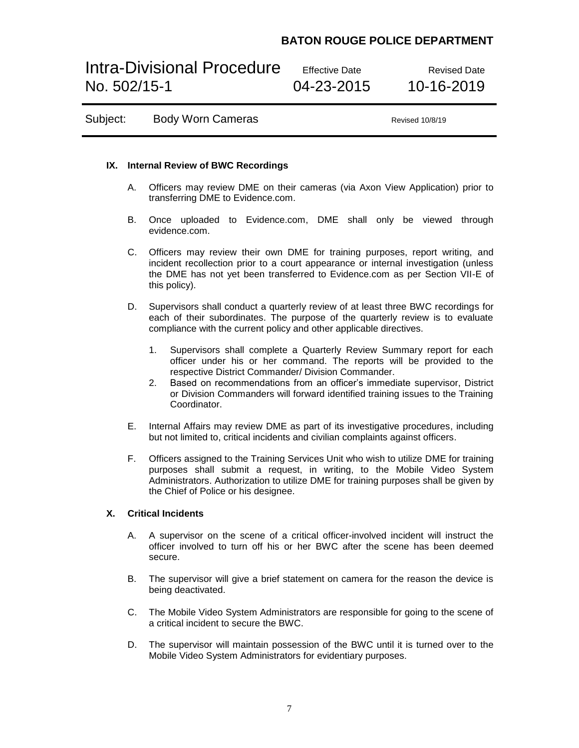### IX. Internal Review of BWC Recordings

A. Officers may review DME on their cameras (via Axon View Application) prior to transferring DME to Evidence.com.

B. Once uploaded to Evidence.com, DME shall only be viewed through evidence.com.

C. Officers may review their own DME for training purposes, report writing, and incident recollection prior to a court appearance or internal investigation (unless the DME has not yet been transferred to Evidence.com as per Section VII-E of this policy).

D. Supervisors shall conduct a quarterly review of at least three BWC recordings for each of their subordinates. The purpose of the quarterly review is to evaluate compliance with the current policy and other applicable directives.

   1. Supervisors shall complete a Quarterly Review Summary report for each officer under his or her command. The reports will be provided to the respective District Commander/ Division Commander.
   2. Based on recommendations from an officer's immediate supervisor, District or Division Commanders will forward identified training issues to the Training Coordinator.

E. Internal Affairs may review DME as part of its investigative procedures, including but not limited to, critical incidents and civilian complaints against officers.

F. Officers assigned to the Training Services Unit who wish to utilize DME for training purposes shall submit a request, in writing, to the Mobile Video System Administrators. Authorization to utilize DME for training purposes shall be given by the Chief of Police or his designee.

### X. Critical Incidents

A. A supervisor on the scene of a critical officer-involved incident will instruct the officer involved to turn off his or her BWC after the scene has been deemed secure.

B. The supervisor will give a brief statement on camera for the reason the device is being deactivated.

C. The Mobile Video System Administrators are responsible for going to the scene of a critical incident to secure the BWC.

D. The supervisor will maintain possession of the BWC until it is turned over to the Mobile Video System Administrators for evidentiary purposes.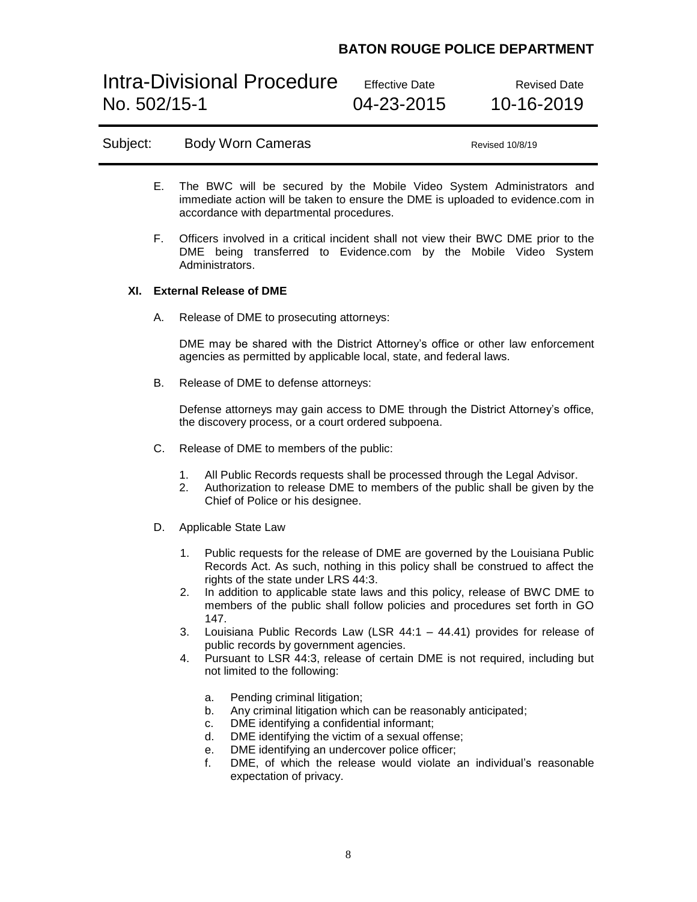E. The BWC will be secured by the Mobile Video System Administrators and immediate action will be taken to ensure the DME is uploaded to evidence.com in accordance with departmental procedures.

F. Officers involved in a critical incident shall not view their BWC DME prior to the DME being transferred to Evidence.com by the Mobile Video System Administrators.

## XI. External Release of DME

A. Release of DME to prosecuting attorneys:

DME may be shared with the District Attorney's office or other law enforcement agencies as permitted by applicable local, state, and federal laws.

B. Release of DME to defense attorneys:

Defense attorneys may gain access to DME through the District Attorney's office, the discovery process, or a court ordered subpoena.

C. Release of DME to members of the public:

1. All Public Records requests shall be processed through the Legal Advisor.
2. Authorization to release DME to members of the public shall be given by the Chief of Police or his designee.

D. Applicable State Law

1. Public requests for the release of DME are governed by the Louisiana Public Records Act. As such, nothing in this policy shall be construed to affect the rights of the state under LRS 44:3.
2. In addition to applicable state laws and this policy, release of BWC DME to members of the public shall follow policies and procedures set forth in GO 147.
3. Louisiana Public Records Law (LSR 44:1 – 44.41) provides for release of public records by government agencies.
4. Pursuant to LSR 44:3, release of certain DME is not required, including but not limited to the following:

   a. Pending criminal litigation;
   b. Any criminal litigation which can be reasonably anticipated;
   c. DME identifying a confidential informant;
   d. DME identifying the victim of a sexual offense;
   e. DME identifying an undercover police officer;
   f. DME, of which the release would violate an individual's reasonable expectation of privacy.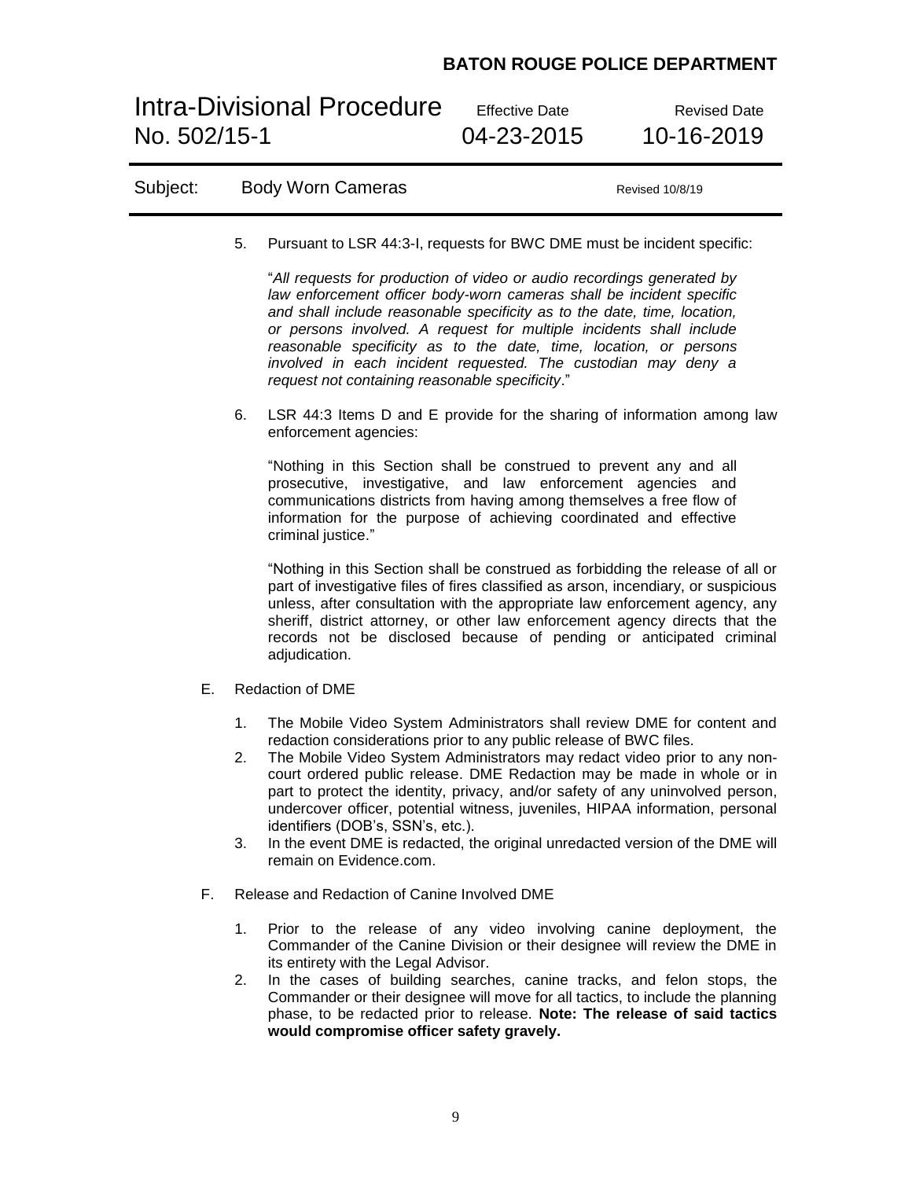5. Pursuant to LSR 44:3-I, requests for BWC DME must be incident specific:

   "*All requests for production of video or audio recordings generated by law enforcement officer body-worn cameras shall be incident specific and shall include reasonable specificity as to the date, time, location, or persons involved. A request for multiple incidents shall include reasonable specificity as to the date, time, location, or persons involved in each incident requested. The custodian may deny a request not containing reasonable specificity*."

6. LSR 44:3 Items D and E provide for the sharing of information among law enforcement agencies:

   "Nothing in this Section shall be construed to prevent any and all prosecutive, investigative, and law enforcement agencies and communications districts from having among themselves a free flow of information for the purpose of achieving coordinated and effective criminal justice."

   "Nothing in this Section shall be construed as forbidding the release of all or part of investigative files of fires classified as arson, incendiary, or suspicious unless, after consultation with the appropriate law enforcement agency, any sheriff, district attorney, or other law enforcement agency directs that the records not be disclosed because of pending or anticipated criminal adjudication.

E. Redaction of DME

1. The Mobile Video System Administrators shall review DME for content and redaction considerations prior to any public release of BWC files.
2. The Mobile Video System Administrators may redact video prior to any non-court ordered public release. DME Redaction may be made in whole or in part to protect the identity, privacy, and/or safety of any uninvolved person, undercover officer, potential witness, juveniles, HIPAA information, personal identifiers (DOB's, SSN's, etc.).
3. In the event DME is redacted, the original unredacted version of the DME will remain on Evidence.com.

F. Release and Redaction of Canine Involved DME

1. Prior to the release of any video involving canine deployment, the Commander of the Canine Division or their designee will review the DME in its entirety with the Legal Advisor.
2. In the cases of building searches, canine tracks, and felon stops, the Commander or their designee will move for all tactics, to include the planning phase, to be redacted prior to release. **Note: The release of said tactics would compromise officer safety gravely.**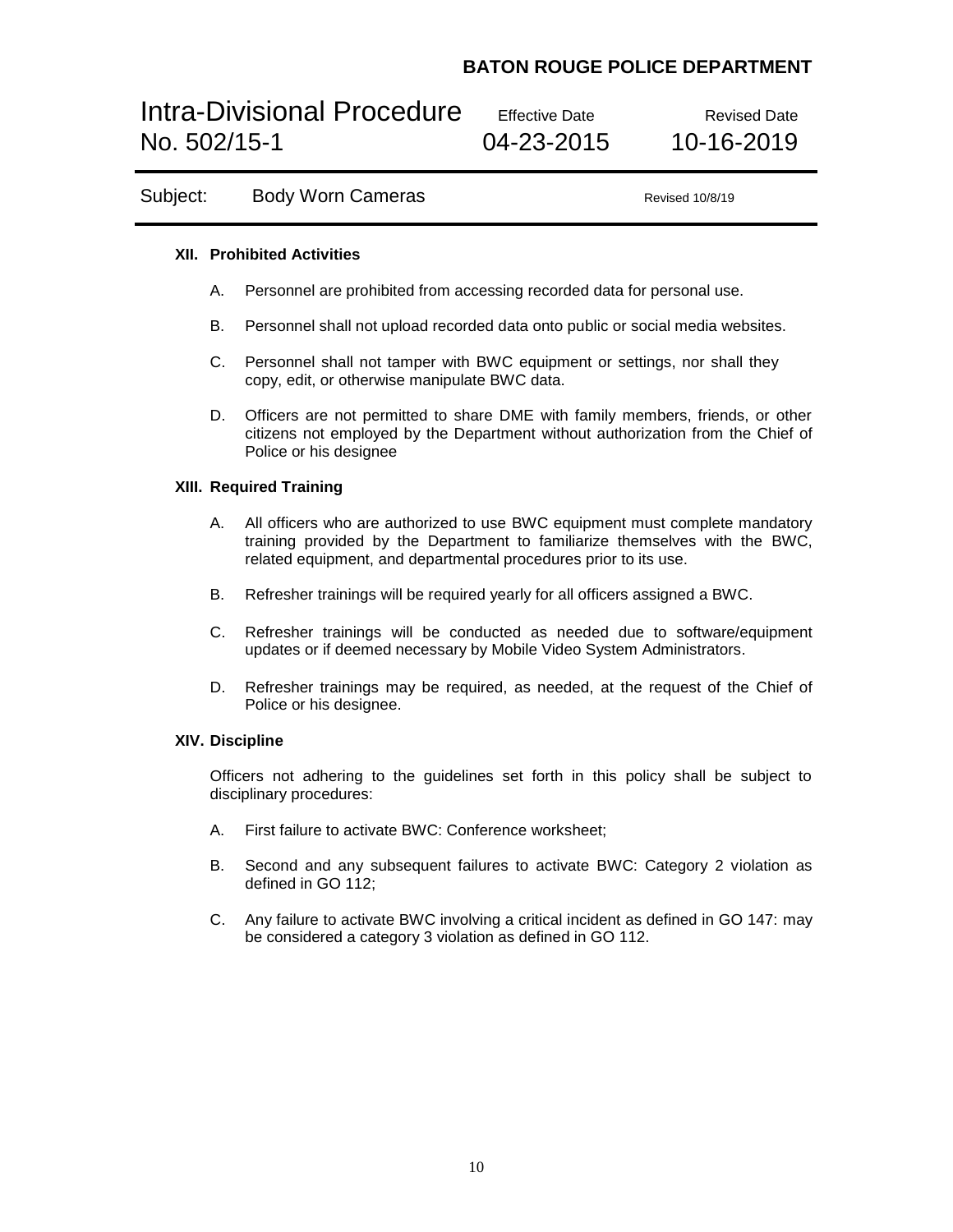### XII. Prohibited Activities

A. Personnel are prohibited from accessing recorded data for personal use.

B. Personnel shall not upload recorded data onto public or social media websites.

C. Personnel shall not tamper with BWC equipment or settings, nor shall they copy, edit, or otherwise manipulate BWC data.

D. Officers are not permitted to share DME with family members, friends, or other citizens not employed by the Department without authorization from the Chief of Police or his designee

### XIII. Required Training

A. All officers who are authorized to use BWC equipment must complete mandatory training provided by the Department to familiarize themselves with the BWC, related equipment, and departmental procedures prior to its use.

B. Refresher trainings will be required yearly for all officers assigned a BWC.

C. Refresher trainings will be conducted as needed due to software/equipment updates or if deemed necessary by Mobile Video System Administrators.

D. Refresher trainings may be required, as needed, at the request of the Chief of Police or his designee.

### XIV. Discipline

Officers not adhering to the guidelines set forth in this policy shall be subject to disciplinary procedures:

A. First failure to activate BWC: Conference worksheet;

B. Second and any subsequent failures to activate BWC: Category 2 violation as defined in GO 112;

C. Any failure to activate BWC involving a critical incident as defined in GO 147: may be considered a category 3 violation as defined in GO 112.